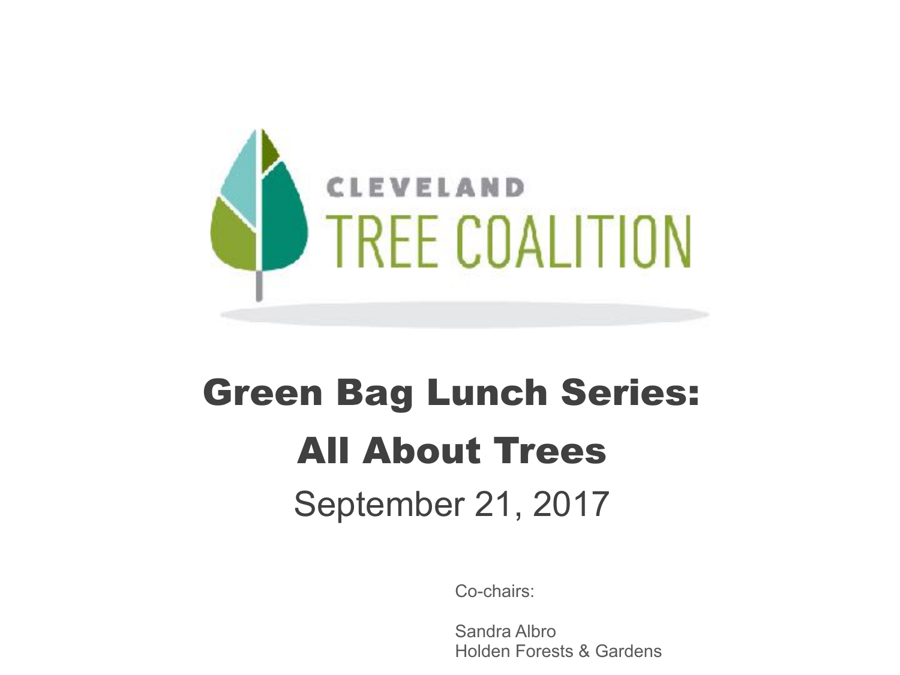CLEVELAND TREE COALITION

# Green Bag Lunch Series: All About Trees

September 21, 2017

Co-chairs:

Sandra Albro
Holden Forests & Gardens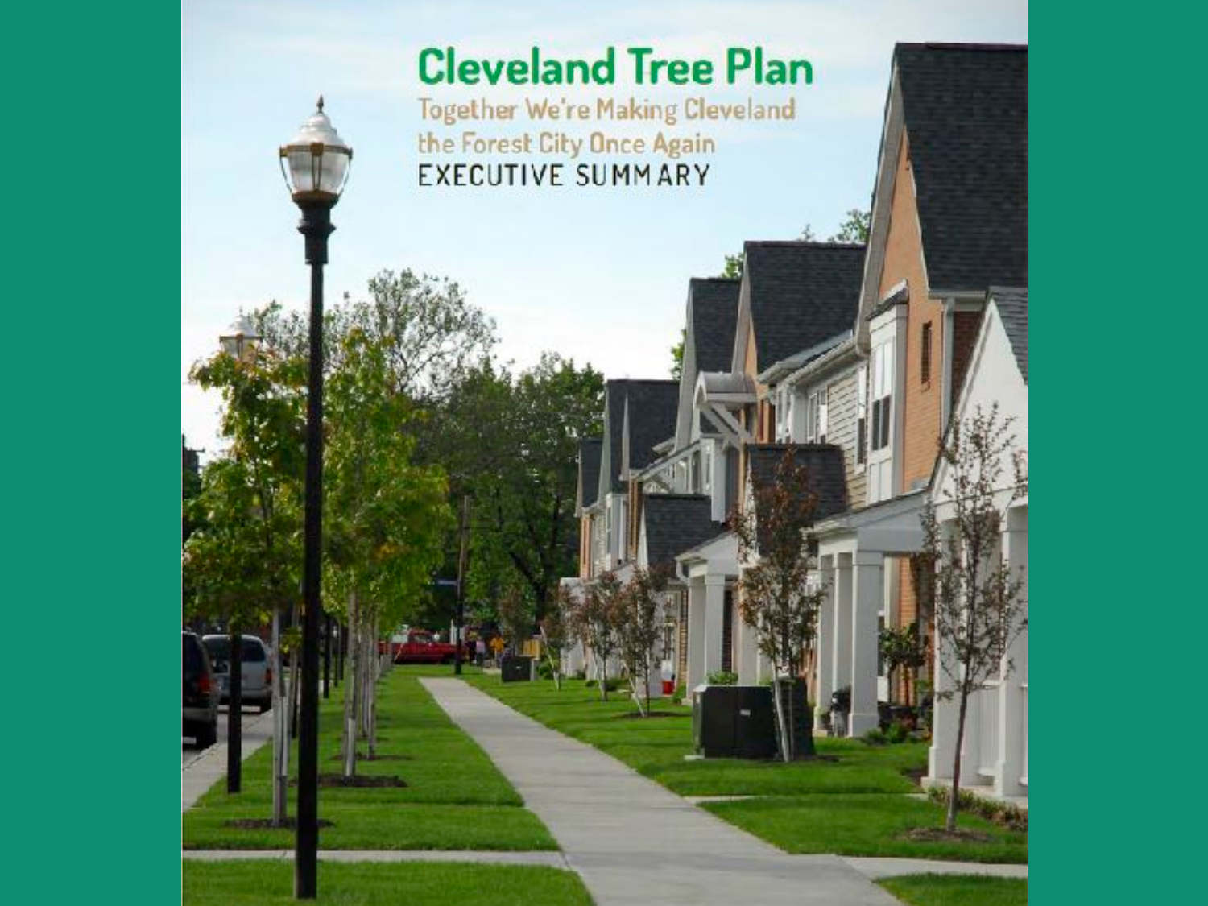# Cleveland Tree Plan

Together We're Making Cleveland the Forest City Once Again

EXECUTIVE SUMMARY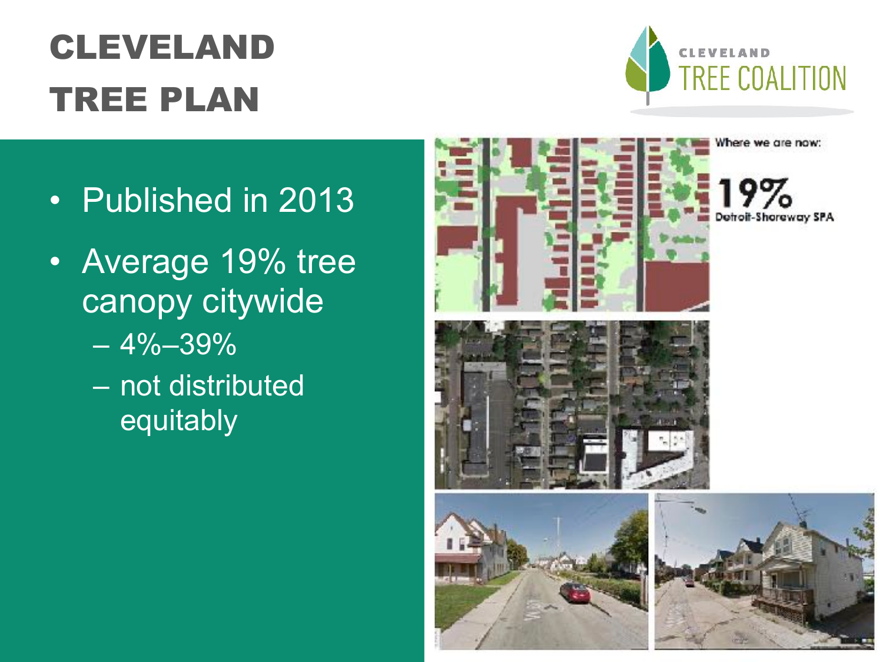# CLEVELAND TREE PLAN

CLEVELAND TREE COALITION

- Published in 2013
- Average 19% tree canopy citywide
  - 4%–39%
  - not distributed equitably

Where we are now:

19%

Detroit-Shoreway SPA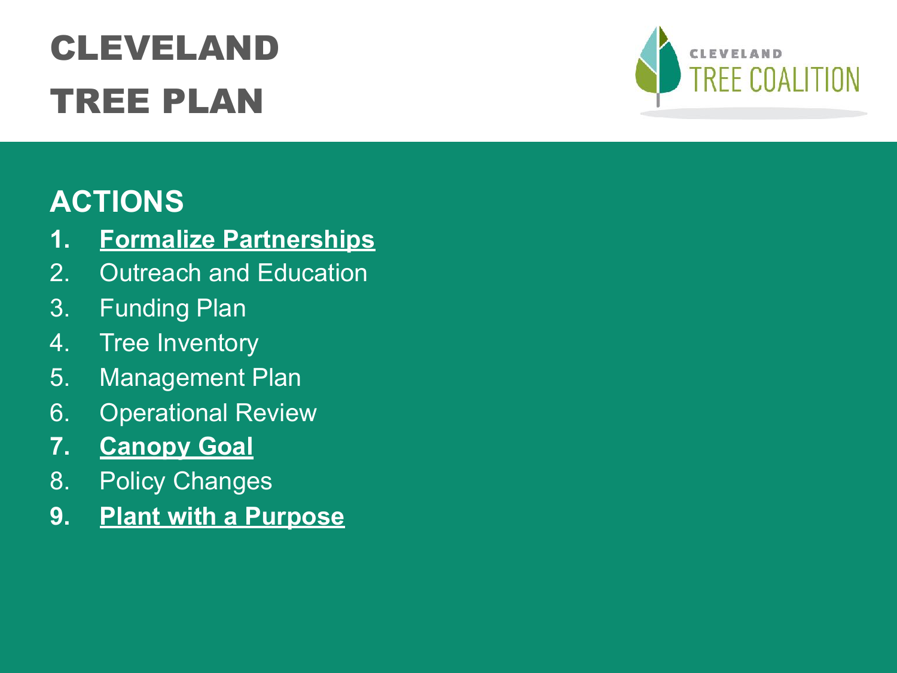# CLEVELAND TREE PLAN

CLEVELAND TREE COALITION

## ACTIONS

1. **Formalize Partnerships**
2. Outreach and Education
3. Funding Plan
4. Tree Inventory
5. Management Plan
6. Operational Review
7. **Canopy Goal**
8. Policy Changes
9. **Plant with a Purpose**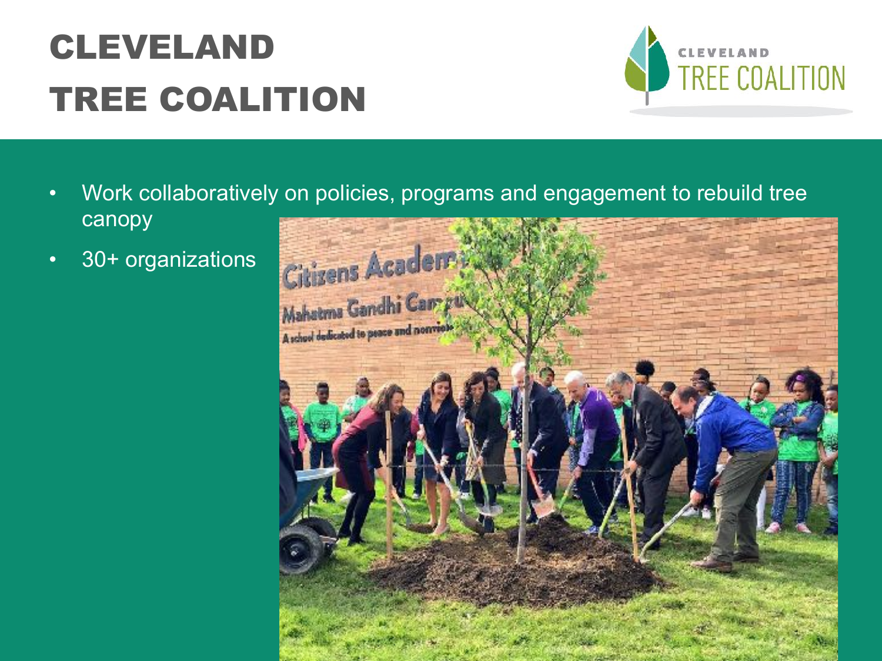# CLEVELAND TREE COALITION

- Work collaboratively on policies, programs and engagement to rebuild tree canopy
- 30+ organizations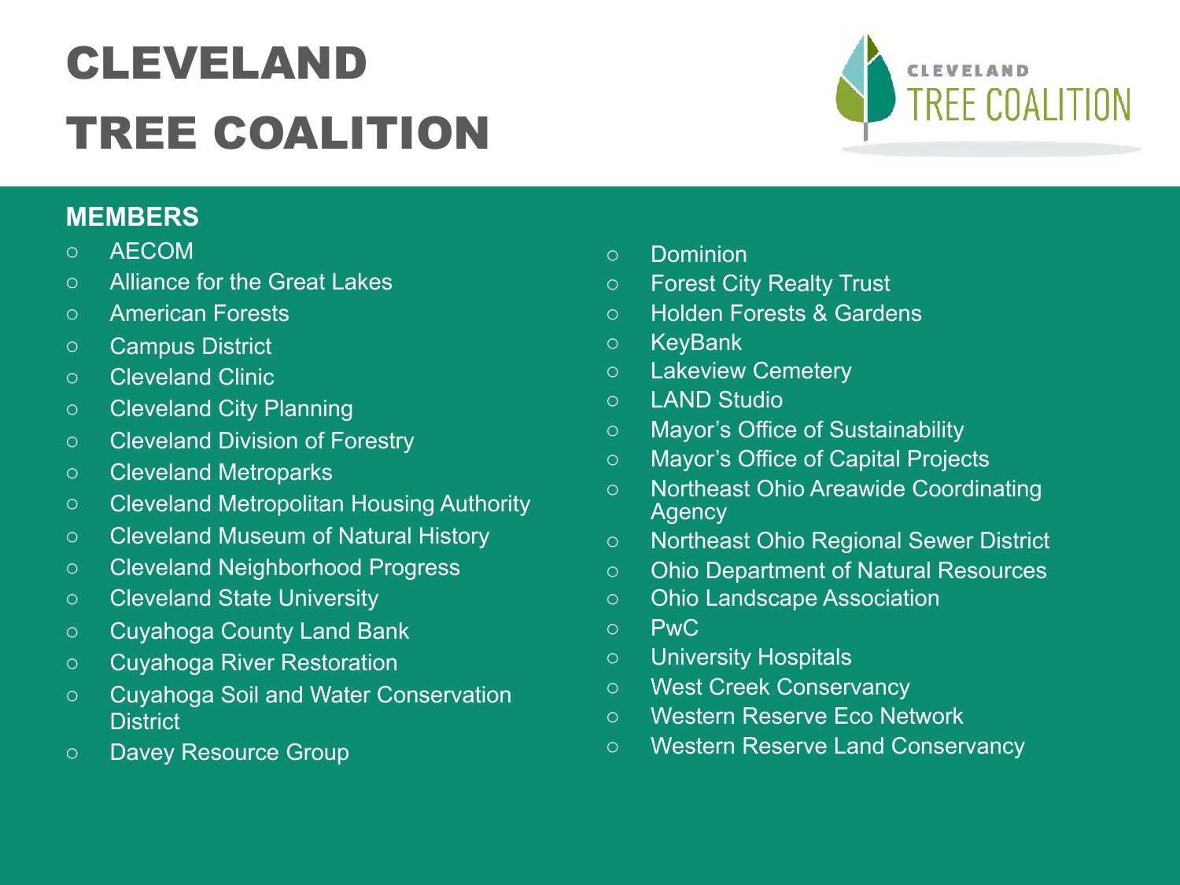# CLEVELAND TREE COALITION

## MEMBERS

- AECOM
- Alliance for the Great Lakes
- American Forests
- Campus District
- Cleveland Clinic
- Cleveland City Planning
- Cleveland Division of Forestry
- Cleveland Metroparks
- Cleveland Metropolitan Housing Authority
- Cleveland Museum of Natural History
- Cleveland Neighborhood Progress
- Cleveland State University
- Cuyahoga County Land Bank
- Cuyahoga River Restoration
- Cuyahoga Soil and Water Conservation District
- Davey Resource Group
- Dominion
- Forest City Realty Trust
- Holden Forests & Gardens
- KeyBank
- Lakeview Cemetery
- LAND Studio
- Mayor's Office of Sustainability
- Mayor's Office of Capital Projects
- Northeast Ohio Areawide Coordinating Agency
- Northeast Ohio Regional Sewer District
- Ohio Department of Natural Resources
- Ohio Landscape Association
- PwC
- University Hospitals
- West Creek Conservancy
- Western Reserve Eco Network
- Western Reserve Land Conservancy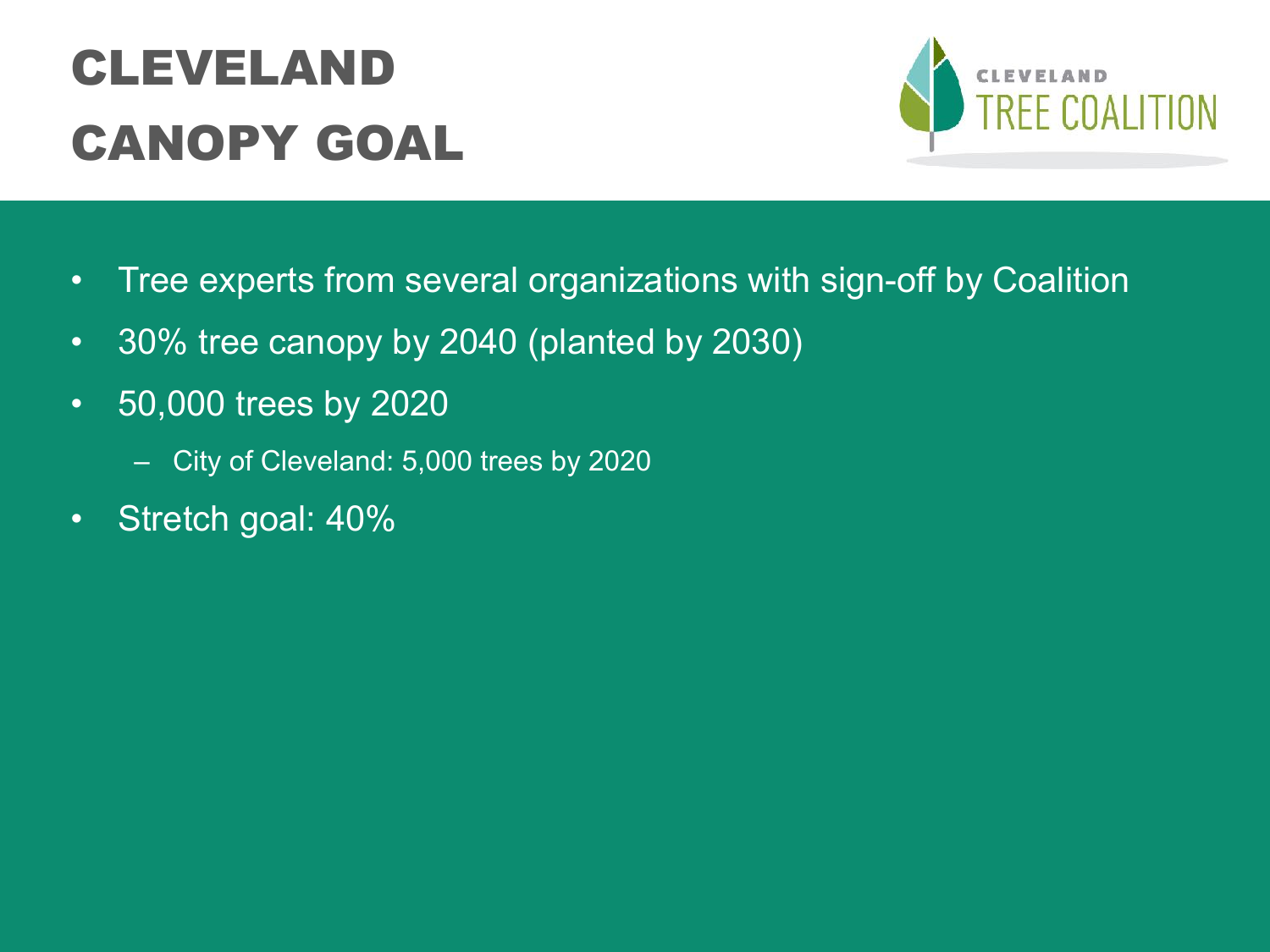# CLEVELAND CANOPY GOAL

CLEVELAND TREE COALITION

- Tree experts from several organizations with sign-off by Coalition
- 30% tree canopy by 2040 (planted by 2030)
- 50,000 trees by 2020
  - City of Cleveland: 5,000 trees by 2020
- Stretch goal: 40%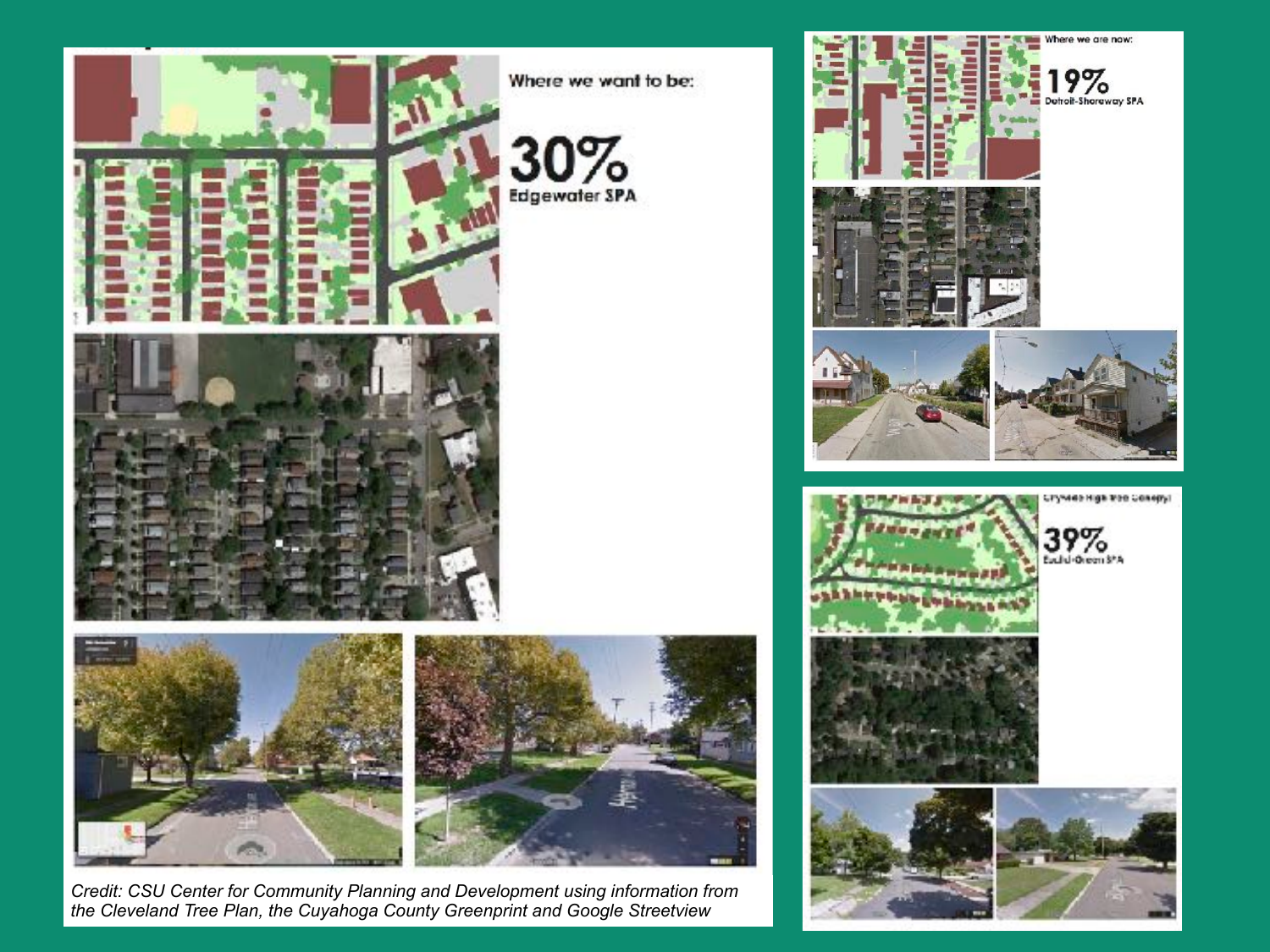Where we want to be:

**30%**
**Edgewater SPA**

Where we are now:

**19%**
**Detroit-Shoreway SPA**

Cryskes High tree canopy!

**39%**
**Euclid-Green SPA**

*Credit: CSU Center for Community Planning and Development using information from the Cleveland Tree Plan, the Cuyahoga County Greenprint and Google Streetview*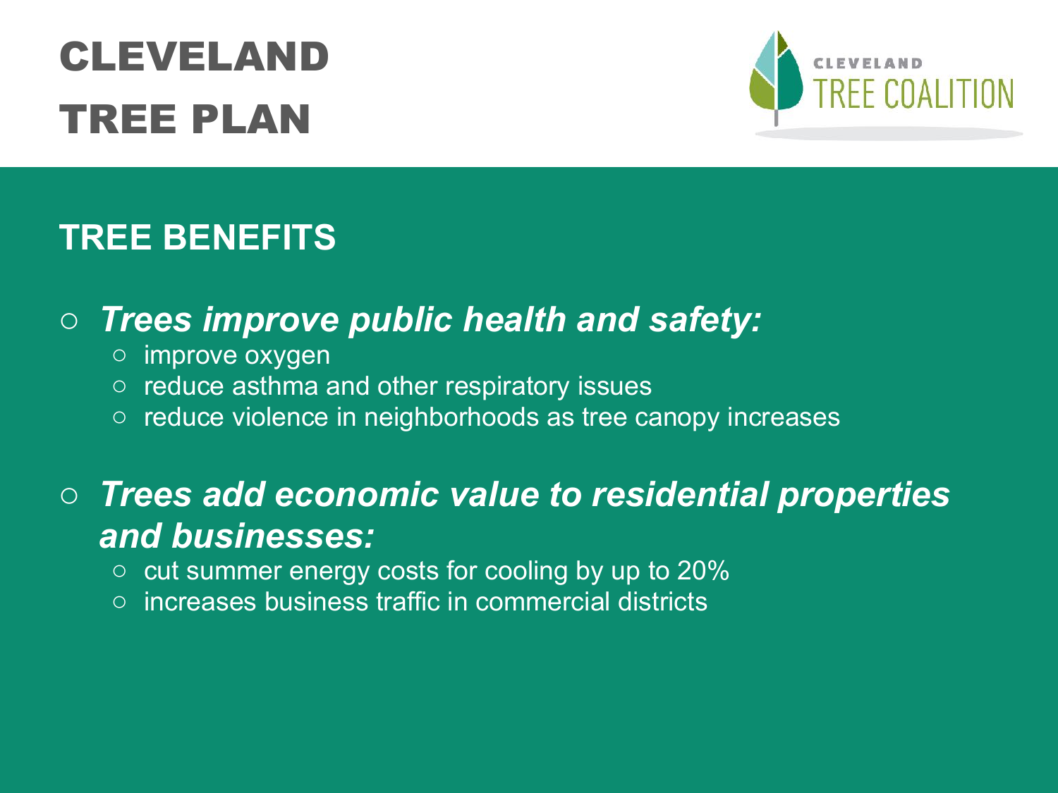# CLEVELAND TREE PLAN

CLEVELAND TREE COALITION

## TREE BENEFITS

- ***Trees improve public health and safety:***
  - improve oxygen
  - reduce asthma and other respiratory issues
  - reduce violence in neighborhoods as tree canopy increases

- ***Trees add economic value to residential properties and businesses:***
  - cut summer energy costs for cooling by up to 20%
  - increases business traffic in commercial districts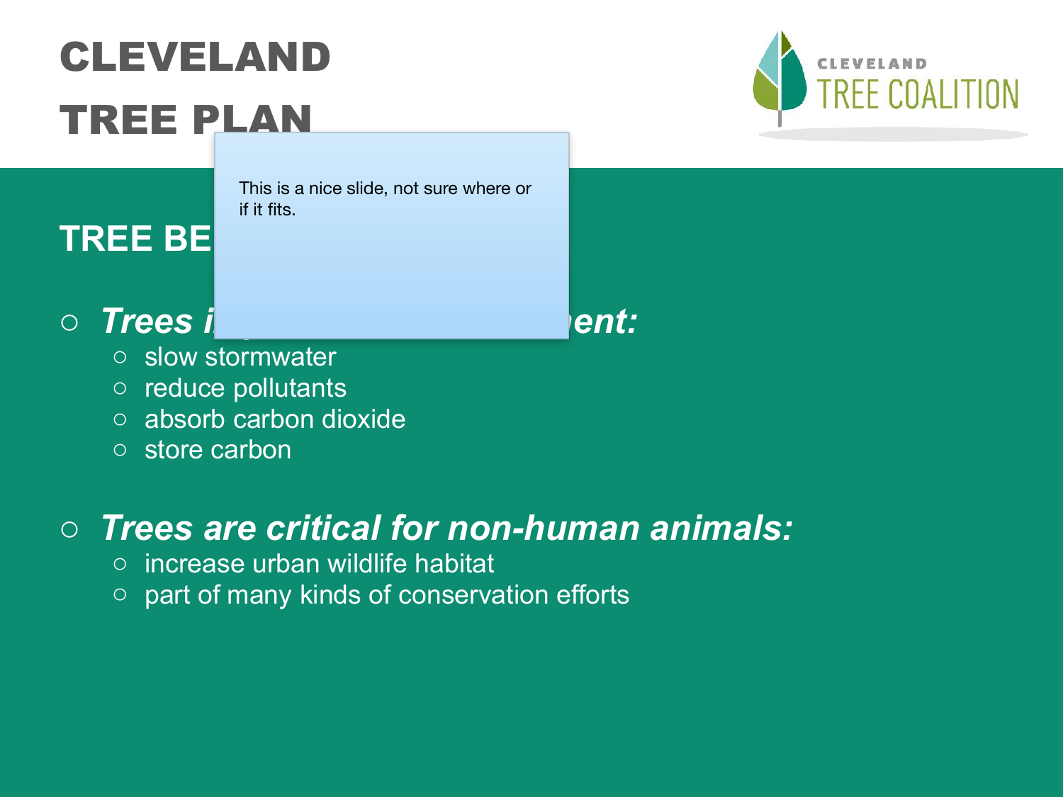# CLEVELAND TREE PLAN

CLEVELAND TREE COALITION

This is a nice slide, not sure where or if it fits.

## TREE BE

- ***Trees i ent:***
  - slow stormwater
  - reduce pollutants
  - absorb carbon dioxide
  - store carbon

- ***Trees are critical for non-human animals:***
  - increase urban wildlife habitat
  - part of many kinds of conservation efforts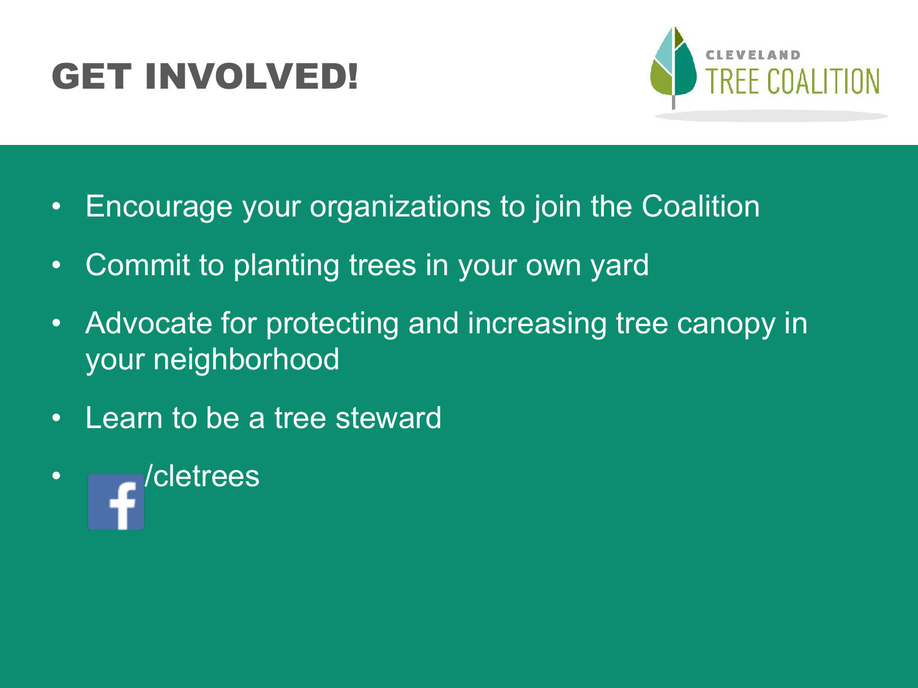# GET INVOLVED!

CLEVELAND TREE COALITION

- Encourage your organizations to join the Coalition
- Commit to planting trees in your own yard
- Advocate for protecting and increasing tree canopy in your neighborhood
- Learn to be a tree steward
- f /cletrees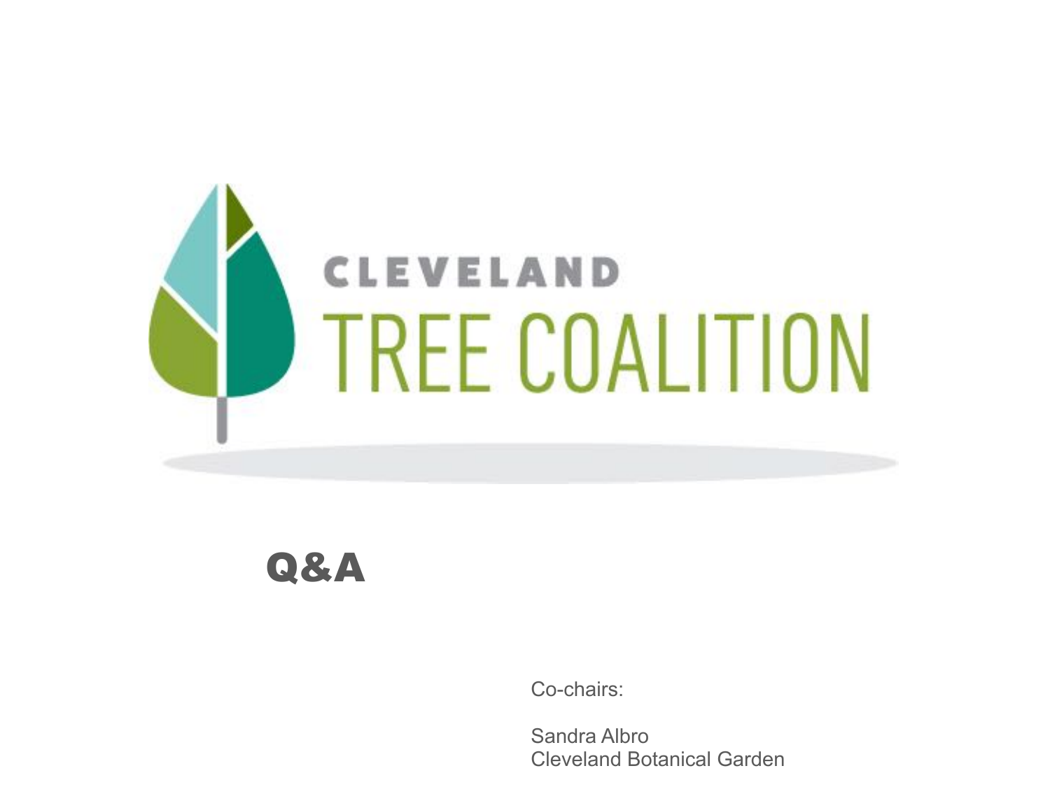CLEVELAND

TREE COALITION

# Q&A

Co-chairs:

Sandra Albro
Cleveland Botanical Garden